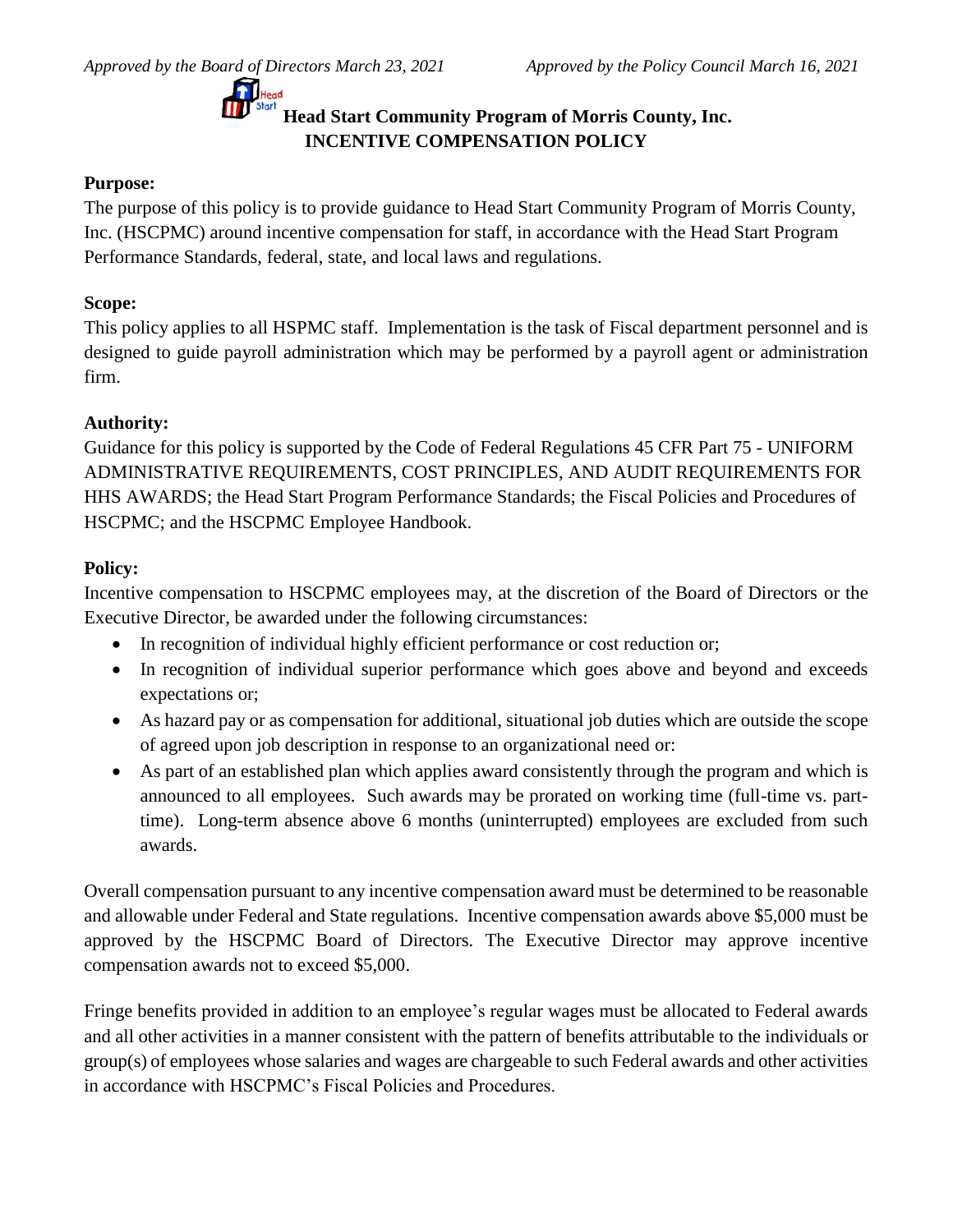*Approved by the Board of Directors March 23, 2021* *Approved by the Policy Council March 16, 2021*

# Head Start Community Program of Morris County, Inc.
## INCENTIVE COMPENSATION POLICY

**Purpose:**
The purpose of this policy is to provide guidance to Head Start Community Program of Morris County, Inc. (HSCPMC) around incentive compensation for staff, in accordance with the Head Start Program Performance Standards, federal, state, and local laws and regulations.

**Scope:**
This policy applies to all HSPMC staff. Implementation is the task of Fiscal department personnel and is designed to guide payroll administration which may be performed by a payroll agent or administration firm.

**Authority:**
Guidance for this policy is supported by the Code of Federal Regulations 45 CFR Part 75 - UNIFORM ADMINISTRATIVE REQUIREMENTS, COST PRINCIPLES, AND AUDIT REQUIREMENTS FOR HHS AWARDS; the Head Start Program Performance Standards; the Fiscal Policies and Procedures of HSCPMC; and the HSCPMC Employee Handbook.

**Policy:**
Incentive compensation to HSCPMC employees may, at the discretion of the Board of Directors or the Executive Director, be awarded under the following circumstances:

- In recognition of individual highly efficient performance or cost reduction or;
- In recognition of individual superior performance which goes above and beyond and exceeds expectations or;
- As hazard pay or as compensation for additional, situational job duties which are outside the scope of agreed upon job description in response to an organizational need or:
- As part of an established plan which applies award consistently through the program and which is announced to all employees. Such awards may be prorated on working time (full-time vs. part-time). Long-term absence above 6 months (uninterrupted) employees are excluded from such awards.

Overall compensation pursuant to any incentive compensation award must be determined to be reasonable and allowable under Federal and State regulations. Incentive compensation awards above $5,000 must be approved by the HSCPMC Board of Directors. The Executive Director may approve incentive compensation awards not to exceed $5,000.

Fringe benefits provided in addition to an employee's regular wages must be allocated to Federal awards and all other activities in a manner consistent with the pattern of benefits attributable to the individuals or group(s) of employees whose salaries and wages are chargeable to such Federal awards and other activities in accordance with HSCPMC's Fiscal Policies and Procedures.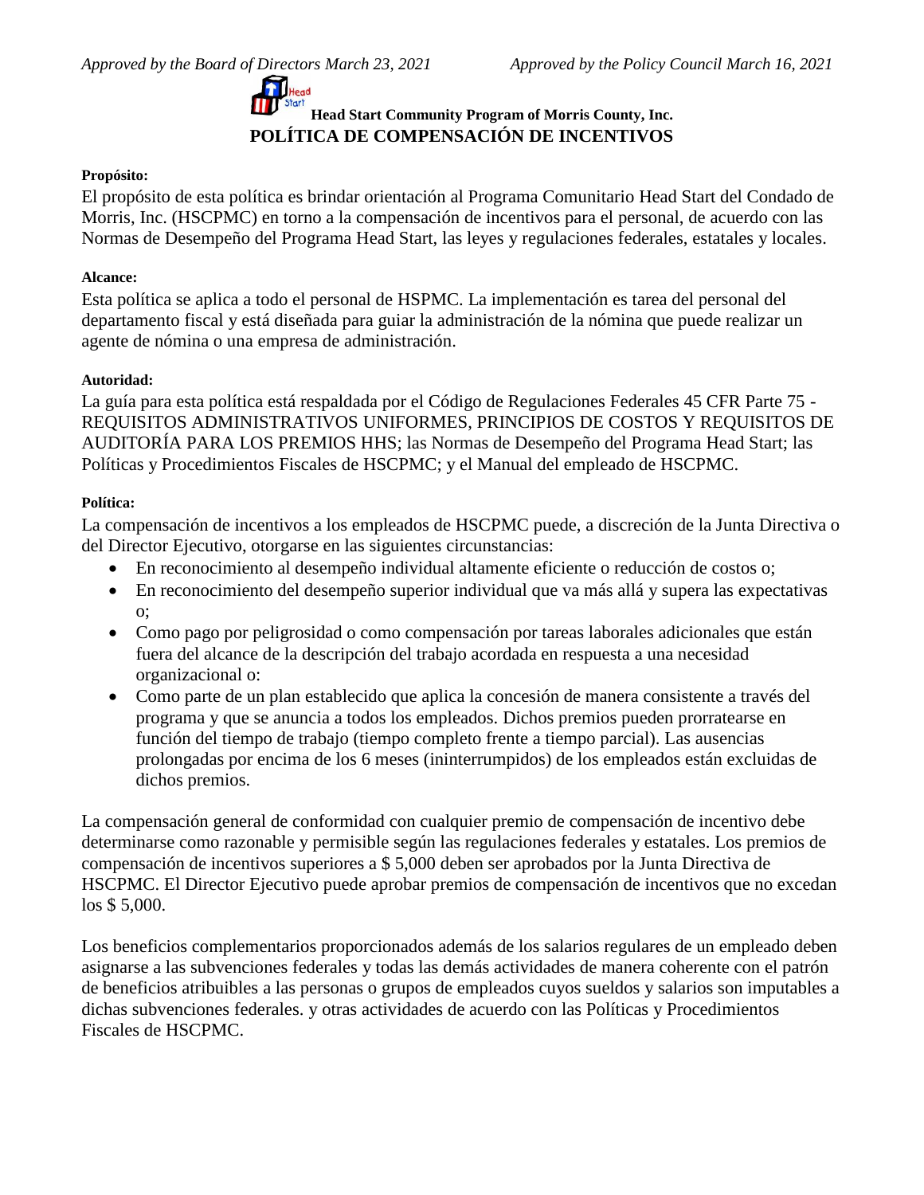*Approved by the Board of Directors March 23, 2021*　　　　*Approved by the Policy Council March 16, 2021*

**Head Start Community Program of Morris County, Inc.**

**POLÍTICA DE COMPENSACIÓN DE INCENTIVOS**

**Propósito:**

El propósito de esta política es brindar orientación al Programa Comunitario Head Start del Condado de Morris, Inc. (HSCPMC) en torno a la compensación de incentivos para el personal, de acuerdo con las Normas de Desempeño del Programa Head Start, las leyes y regulaciones federales, estatales y locales.

**Alcance:**

Esta política se aplica a todo el personal de HSPMC. La implementación es tarea del personal del departamento fiscal y está diseñada para guiar la administración de la nómina que puede realizar un agente de nómina o una empresa de administración.

**Autoridad:**

La guía para esta política está respaldada por el Código de Regulaciones Federales 45 CFR Parte 75 - REQUISITOS ADMINISTRATIVOS UNIFORMES, PRINCIPIOS DE COSTOS Y REQUISITOS DE AUDITORÍA PARA LOS PREMIOS HHS; las Normas de Desempeño del Programa Head Start; las Políticas y Procedimientos Fiscales de HSCPMC; y el Manual del empleado de HSCPMC.

**Política:**

La compensación de incentivos a los empleados de HSCPMC puede, a discreción de la Junta Directiva o del Director Ejecutivo, otorgarse en las siguientes circunstancias:

- En reconocimiento al desempeño individual altamente eficiente o reducción de costos o;
- En reconocimiento del desempeño superior individual que va más allá y supera las expectativas o;
- Como pago por peligrosidad o como compensación por tareas laborales adicionales que están fuera del alcance de la descripción del trabajo acordada en respuesta a una necesidad organizacional o:
- Como parte de un plan establecido que aplica la concesión de manera consistente a través del programa y que se anuncia a todos los empleados. Dichos premios pueden prorratearse en función del tiempo de trabajo (tiempo completo frente a tiempo parcial). Las ausencias prolongadas por encima de los 6 meses (ininterrumpidos) de los empleados están excluidas de dichos premios.

La compensación general de conformidad con cualquier premio de compensación de incentivo debe determinarse como razonable y permisible según las regulaciones federales y estatales. Los premios de compensación de incentivos superiores a $ 5,000 deben ser aprobados por la Junta Directiva de HSCPMC. El Director Ejecutivo puede aprobar premios de compensación de incentivos que no excedan los $ 5,000.

Los beneficios complementarios proporcionados además de los salarios regulares de un empleado deben asignarse a las subvenciones federales y todas las demás actividades de manera coherente con el patrón de beneficios atribuibles a las personas o grupos de empleados cuyos sueldos y salarios son imputables a dichas subvenciones federales. y otras actividades de acuerdo con las Políticas y Procedimientos Fiscales de HSCPMC.